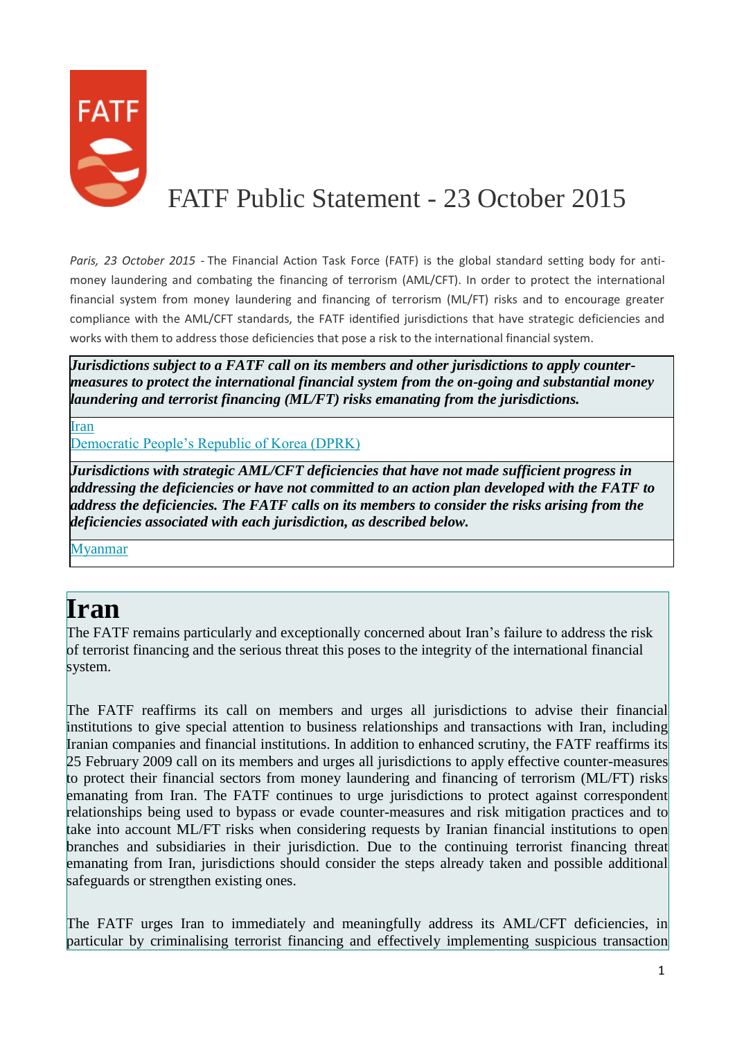# FATF Public Statement - 23 October 2015

*Paris, 23 October 2015* - The Financial Action Task Force (FATF) is the global standard setting body for anti-money laundering and combating the financing of terrorism (AML/CFT). In order to protect the international financial system from money laundering and financing of terrorism (ML/FT) risks and to encourage greater compliance with the AML/CFT standards, the FATF identified jurisdictions that have strategic deficiencies and works with them to address those deficiencies that pose a risk to the international financial system.

| ***Jurisdictions subject to a FATF call on its members and other jurisdictions to apply counter-measures to protect the international financial system from the on-going and substantial money laundering and terrorist financing (ML/FT) risks emanating from the jurisdictions.*** |
| --- |
| Iran<br>Democratic People's Republic of Korea (DPRK) |
| ***Jurisdictions with strategic AML/CFT deficiencies that have not made sufficient progress in addressing the deficiencies or have not committed to an action plan developed with the FATF to address the deficiencies. The FATF calls on its members to consider the risks arising from the deficiencies associated with each jurisdiction, as described below.*** |
| Myanmar |

# Iran

The FATF remains particularly and exceptionally concerned about Iran's failure to address the risk of terrorist financing and the serious threat this poses to the integrity of the international financial system.

The FATF reaffirms its call on members and urges all jurisdictions to advise their financial institutions to give special attention to business relationships and transactions with Iran, including Iranian companies and financial institutions. In addition to enhanced scrutiny, the FATF reaffirms its 25 February 2009 call on its members and urges all jurisdictions to apply effective counter-measures to protect their financial sectors from money laundering and financing of terrorism (ML/FT) risks emanating from Iran. The FATF continues to urge jurisdictions to protect against correspondent relationships being used to bypass or evade counter-measures and risk mitigation practices and to take into account ML/FT risks when considering requests by Iranian financial institutions to open branches and subsidiaries in their jurisdiction. Due to the continuing terrorist financing threat emanating from Iran, jurisdictions should consider the steps already taken and possible additional safeguards or strengthen existing ones.

The FATF urges Iran to immediately and meaningfully address its AML/CFT deficiencies, in particular by criminalising terrorist financing and effectively implementing suspicious transaction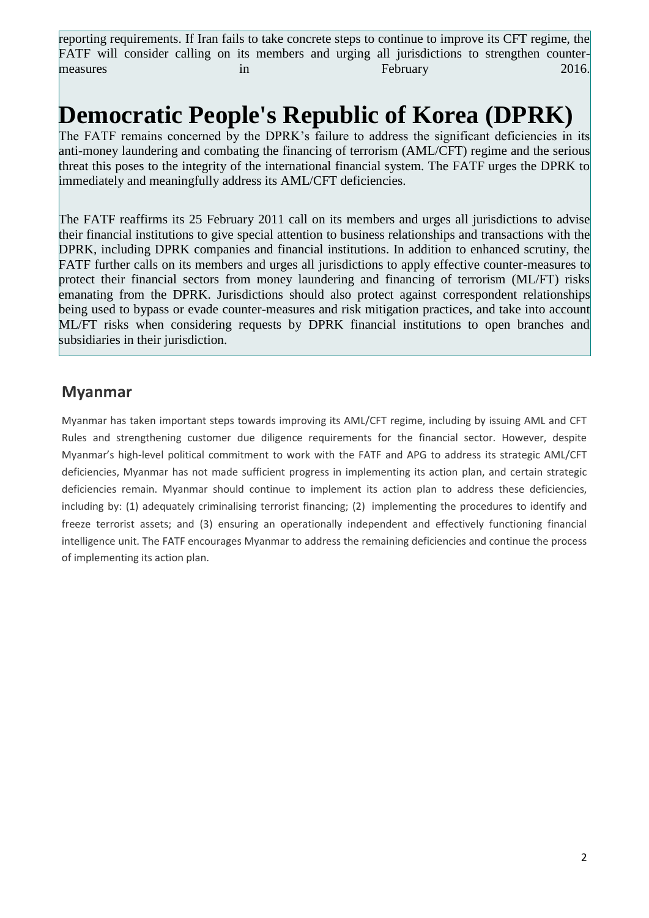reporting requirements. If Iran fails to take concrete steps to continue to improve its CFT regime, the FATF will consider calling on its members and urging all jurisdictions to strengthen counter-measures in February 2016.

# Democratic People's Republic of Korea (DPRK)

The FATF remains concerned by the DPRK's failure to address the significant deficiencies in its anti-money laundering and combating the financing of terrorism (AML/CFT) regime and the serious threat this poses to the integrity of the international financial system. The FATF urges the DPRK to immediately and meaningfully address its AML/CFT deficiencies.

The FATF reaffirms its 25 February 2011 call on its members and urges all jurisdictions to advise their financial institutions to give special attention to business relationships and transactions with the DPRK, including DPRK companies and financial institutions. In addition to enhanced scrutiny, the FATF further calls on its members and urges all jurisdictions to apply effective counter-measures to protect their financial sectors from money laundering and financing of terrorism (ML/FT) risks emanating from the DPRK. Jurisdictions should also protect against correspondent relationships being used to bypass or evade counter-measures and risk mitigation practices, and take into account ML/FT risks when considering requests by DPRK financial institutions to open branches and subsidiaries in their jurisdiction.

## Myanmar

Myanmar has taken important steps towards improving its AML/CFT regime, including by issuing AML and CFT Rules and strengthening customer due diligence requirements for the financial sector. However, despite Myanmar's high-level political commitment to work with the FATF and APG to address its strategic AML/CFT deficiencies, Myanmar has not made sufficient progress in implementing its action plan, and certain strategic deficiencies remain. Myanmar should continue to implement its action plan to address these deficiencies, including by: (1) adequately criminalising terrorist financing; (2) implementing the procedures to identify and freeze terrorist assets; and (3) ensuring an operationally independent and effectively functioning financial intelligence unit. The FATF encourages Myanmar to address the remaining deficiencies and continue the process of implementing its action plan.